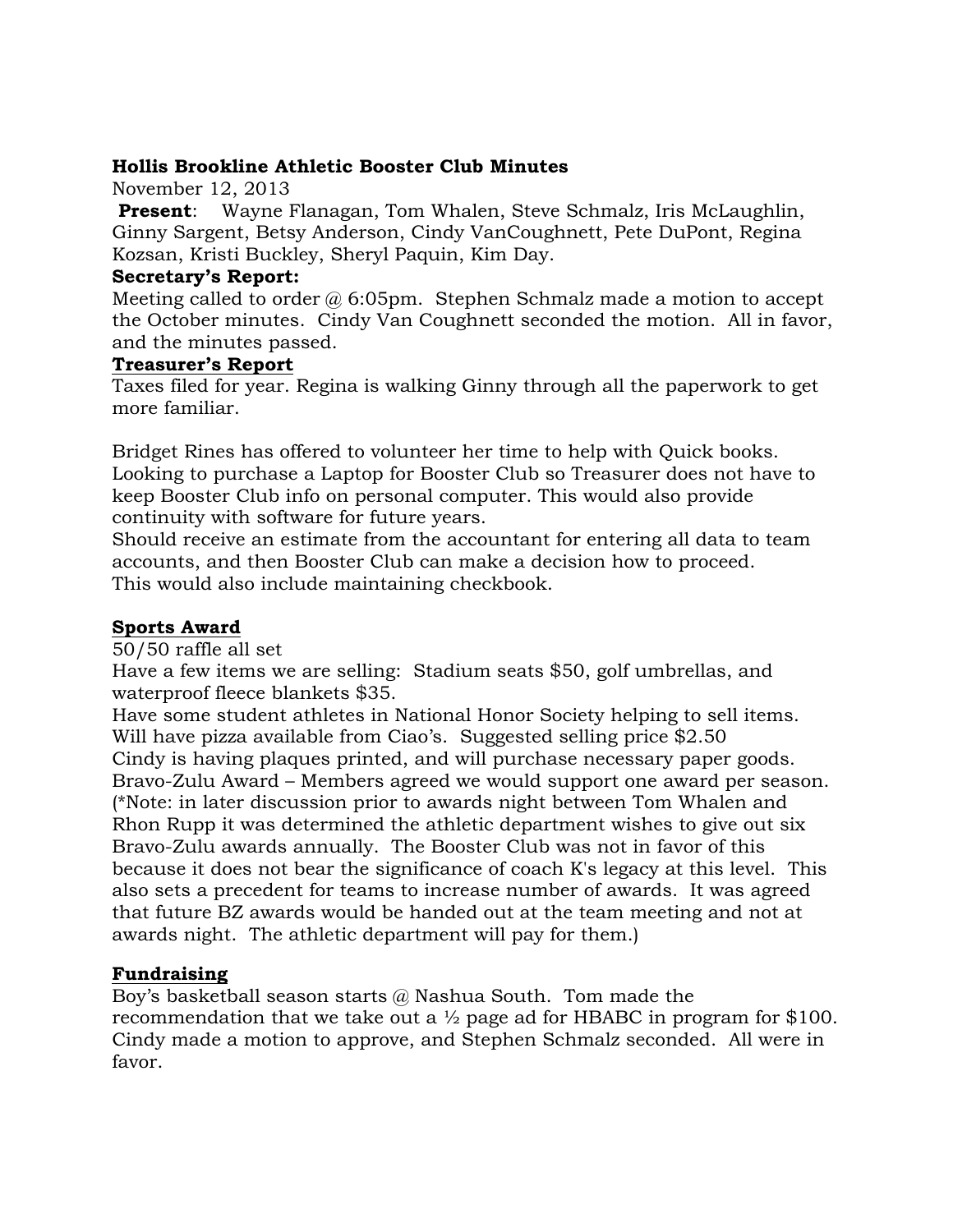**Hollis Brookline Athletic Booster Club Minutes**

November 12, 2013

**Present**: Wayne Flanagan, Tom Whalen, Steve Schmalz, Iris McLaughlin, Ginny Sargent, Betsy Anderson, Cindy VanCoughnett, Pete DuPont, Regina Kozsan, Kristi Buckley, Sheryl Paquin, Kim Day.

**Secretary's Report:**

Meeting called to order @ 6:05pm. Stephen Schmalz made a motion to accept the October minutes. Cindy Van Coughnett seconded the motion. All in favor, and the minutes passed.

**Treasurer's Report**

Taxes filed for year. Regina is walking Ginny through all the paperwork to get more familiar.

Bridget Rines has offered to volunteer her time to help with Quick books. Looking to purchase a Laptop for Booster Club so Treasurer does not have to keep Booster Club info on personal computer. This would also provide continuity with software for future years.

Should receive an estimate from the accountant for entering all data to team accounts, and then Booster Club can make a decision how to proceed. This would also include maintaining checkbook.

**Sports Award**

50/50 raffle all set

Have a few items we are selling: Stadium seats $50, golf umbrellas, and waterproof fleece blankets $35.

Have some student athletes in National Honor Society helping to sell items.

Will have pizza available from Ciao's. Suggested selling price $2.50

Cindy is having plaques printed, and will purchase necessary paper goods.

Bravo-Zulu Award – Members agreed we would support one award per season. (*Note: in later discussion prior to awards night between Tom Whalen and Rhon Rupp it was determined the athletic department wishes to give out six Bravo-Zulu awards annually. The Booster Club was not in favor of this because it does not bear the significance of coach K's legacy at this level. This also sets a precedent for teams to increase number of awards. It was agreed that future BZ awards would be handed out at the team meeting and not at awards night. The athletic department will pay for them.)

**Fundraising**

Boy's basketball season starts @ Nashua South. Tom made the recommendation that we take out a ½ page ad for HBABC in program for $100. Cindy made a motion to approve, and Stephen Schmalz seconded. All were in favor.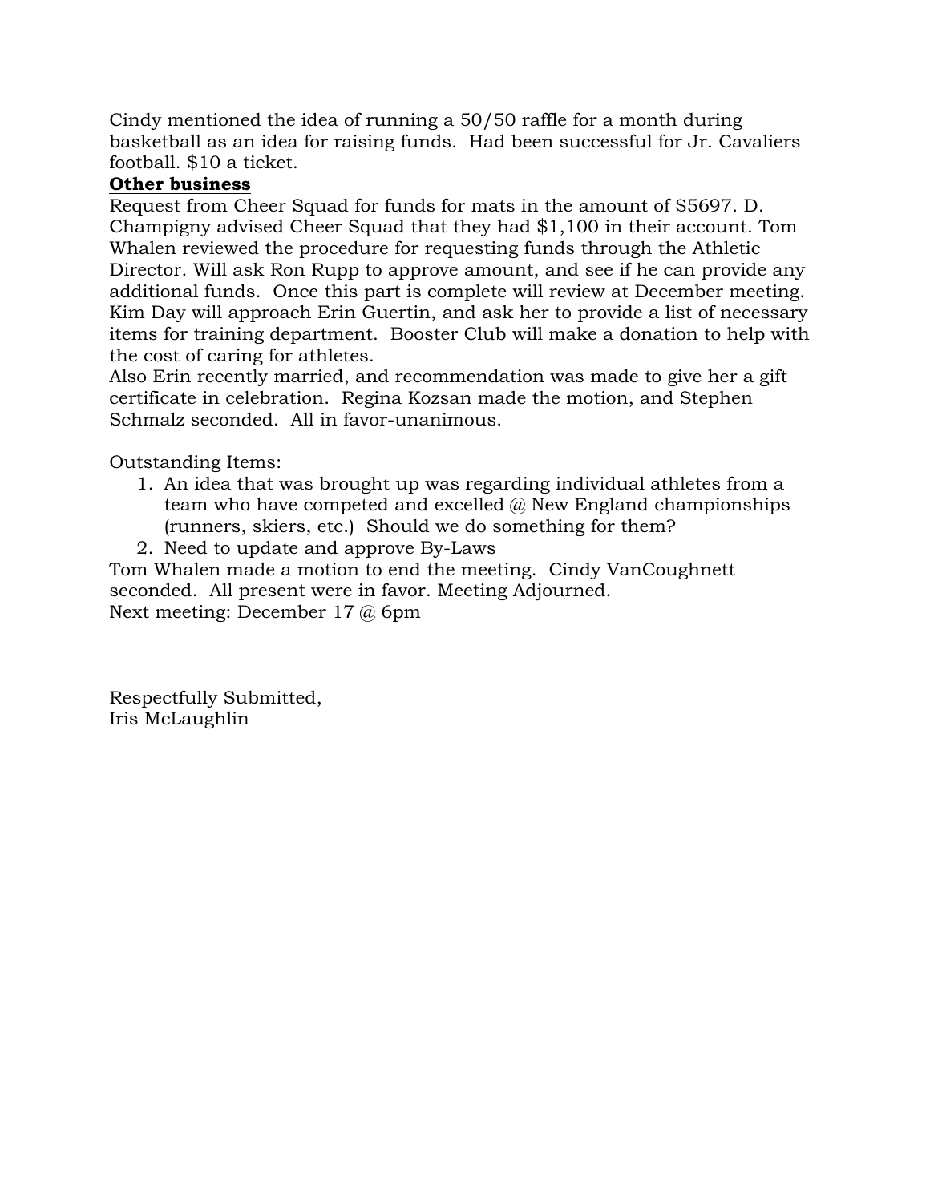Cindy mentioned the idea of running a 50/50 raffle for a month during basketball as an idea for raising funds. Had been successful for Jr. Cavaliers football. $10 a ticket.

**Other business**

Request from Cheer Squad for funds for mats in the amount of $5697. D. Champigny advised Cheer Squad that they had $1,100 in their account. Tom Whalen reviewed the procedure for requesting funds through the Athletic Director. Will ask Ron Rupp to approve amount, and see if he can provide any additional funds. Once this part is complete will review at December meeting. Kim Day will approach Erin Guertin, and ask her to provide a list of necessary items for training department. Booster Club will make a donation to help with the cost of caring for athletes.
Also Erin recently married, and recommendation was made to give her a gift certificate in celebration. Regina Kozsan made the motion, and Stephen Schmalz seconded. All in favor-unanimous.

Outstanding Items:

1. An idea that was brought up was regarding individual athletes from a team who have competed and excelled @ New England championships (runners, skiers, etc.) Should we do something for them?
2. Need to update and approve By-Laws

Tom Whalen made a motion to end the meeting. Cindy VanCoughnett seconded. All present were in favor. Meeting Adjourned.
Next meeting: December 17 @ 6pm

Respectfully Submitted,
Iris McLaughlin